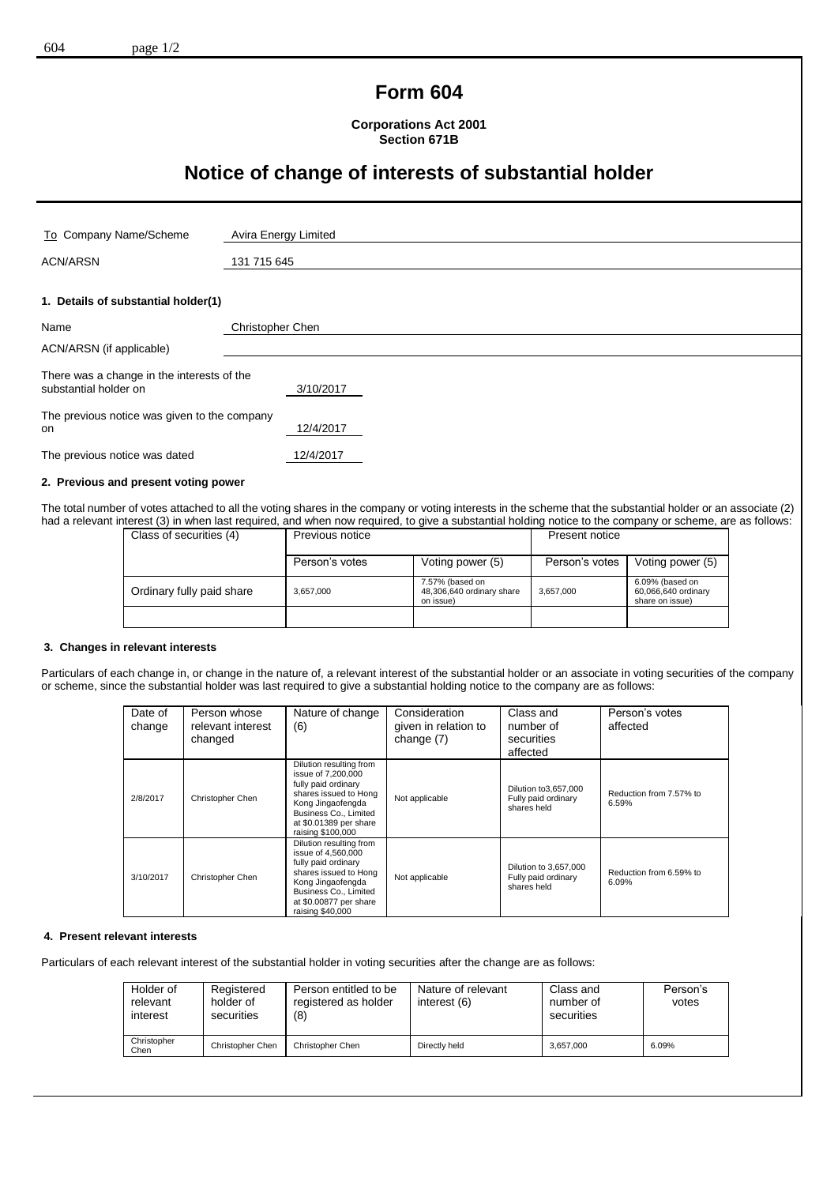# Form 604

**Corporations Act 2001**
**Section 671B**

# Notice of change of interests of substantial holder

| | |
|---|---|
| To Company Name/Scheme | Avira Energy Limited |
| ACN/ARSN | 131 715 645 |

## 1. Details of substantial holder(1)

| | |
|---|---|
| Name | Christopher Chen |
| ACN/ARSN (if applicable) | |

There was a change in the interests of the substantial holder on 3/10/2017

The previous notice was given to the company on 12/4/2017

The previous notice was dated 12/4/2017

## 2. Previous and present voting power

The total number of votes attached to all the voting shares in the company or voting interests in the scheme that the substantial holder or an associate (2) had a relevant interest (3) in when last required, and when now required, to give a substantial holding notice to the company or scheme, are as follows:

| Class of securities (4) | Previous notice | | Present notice | |
|---|---|---|---|---|
| | Person's votes | Voting power (5) | Person's votes | Voting power (5) |
| Ordinary fully paid share | 3,657,000 | 7.57% (based on 48,306,640 ordinary share on issue) | 3,657,000 | 6.09% (based on 60,066,640 ordinary share on issue) |
| | | | | |

## 3. Changes in relevant interests

Particulars of each change in, or change in the nature of, a relevant interest of the substantial holder or an associate in voting securities of the company or scheme, since the substantial holder was last required to give a substantial holding notice to the company are as follows:

| Date of change | Person whose relevant interest changed | Nature of change (6) | Consideration given in relation to change (7) | Class and number of securities affected | Person's votes affected |
|---|---|---|---|---|---|
| 2/8/2017 | Christopher Chen | Dilution resulting from issue of 7,200,000 fully paid ordinary shares issued to Hong Kong Jingaofengda Business Co., Limited at $0.01389 per share raising $100,000 | Not applicable | Dilution to3,657,000 Fully paid ordinary shares held | Reduction from 7.57% to 6.59% |
| 3/10/2017 | Christopher Chen | Dilution resulting from issue of 4,560,000 fully paid ordinary shares issued to Hong Kong Jingaofengda Business Co., Limited at $0.00877 per share raising $40,000 | Not applicable | Dilution to 3,657,000 Fully paid ordinary shares held | Reduction from 6.59% to 6.09% |

## 4. Present relevant interests

Particulars of each relevant interest of the substantial holder in voting securities after the change are as follows:

| Holder of relevant interest | Registered holder of securities | Person entitled to be registered as holder (8) | Nature of relevant interest (6) | Class and number of securities | Person's votes |
|---|---|---|---|---|---|
| Christopher Chen | Christopher Chen | Christopher Chen | Directly held | 3,657,000 | 6.09% |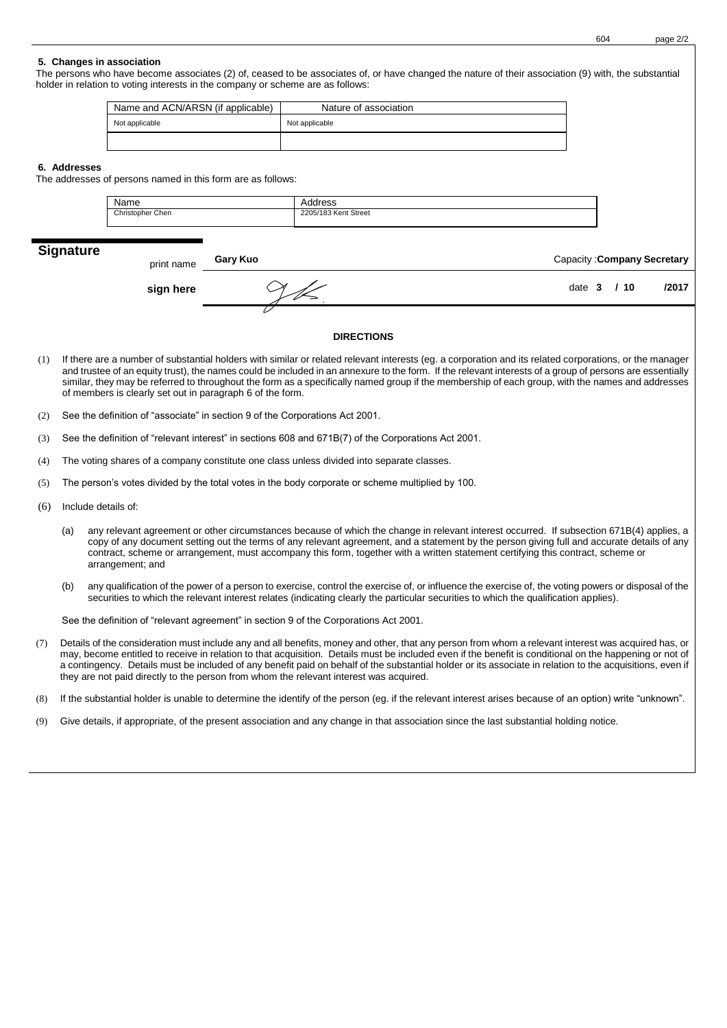## 5. Changes in association

The persons who have become associates (2) of, ceased to be associates of, or have changed the nature of their association (9) with, the substantial holder in relation to voting interests in the company or scheme are as follows:

| Name and ACN/ARSN (if applicable) | Nature of association |
|---|---|
| Not applicable | Not applicable |
| | |

## 6. Addresses

The addresses of persons named in this form are as follows:

| Name | Address |
|---|---|
| Christopher Chen | 2205/183 Kent Street |

## Signature

print name **Gary Kuo** Capacity :**Company Secretary**

**sign here** date **3 / 10 /2017**

### DIRECTIONS

(1) If there are a number of substantial holders with similar or related relevant interests (eg. a corporation and its related corporations, or the manager and trustee of an equity trust), the names could be included in an annexure to the form. If the relevant interests of a group of persons are essentially similar, they may be referred to throughout the form as a specifically named group if the membership of each group, with the names and addresses of members is clearly set out in paragraph 6 of the form.

(2) See the definition of "associate" in section 9 of the Corporations Act 2001.

(3) See the definition of "relevant interest" in sections 608 and 671B(7) of the Corporations Act 2001.

(4) The voting shares of a company constitute one class unless divided into separate classes.

(5) The person's votes divided by the total votes in the body corporate or scheme multiplied by 100.

(6) Include details of:

(a) any relevant agreement or other circumstances because of which the change in relevant interest occurred. If subsection 671B(4) applies, a copy of any document setting out the terms of any relevant agreement, and a statement by the person giving full and accurate details of any contract, scheme or arrangement, must accompany this form, together with a written statement certifying this contract, scheme or arrangement; and

(b) any qualification of the power of a person to exercise, control the exercise of, or influence the exercise of, the voting powers or disposal of the securities to which the relevant interest relates (indicating clearly the particular securities to which the qualification applies).

See the definition of "relevant agreement" in section 9 of the Corporations Act 2001.

(7) Details of the consideration must include any and all benefits, money and other, that any person from whom a relevant interest was acquired has, or may, become entitled to receive in relation to that acquisition. Details must be included even if the benefit is conditional on the happening or not of a contingency. Details must be included of any benefit paid on behalf of the substantial holder or its associate in relation to the acquisitions, even if they are not paid directly to the person from whom the relevant interest was acquired.

(8) If the substantial holder is unable to determine the identify of the person (eg. if the relevant interest arises because of an option) write "unknown".

(9) Give details, if appropriate, of the present association and any change in that association since the last substantial holding notice.